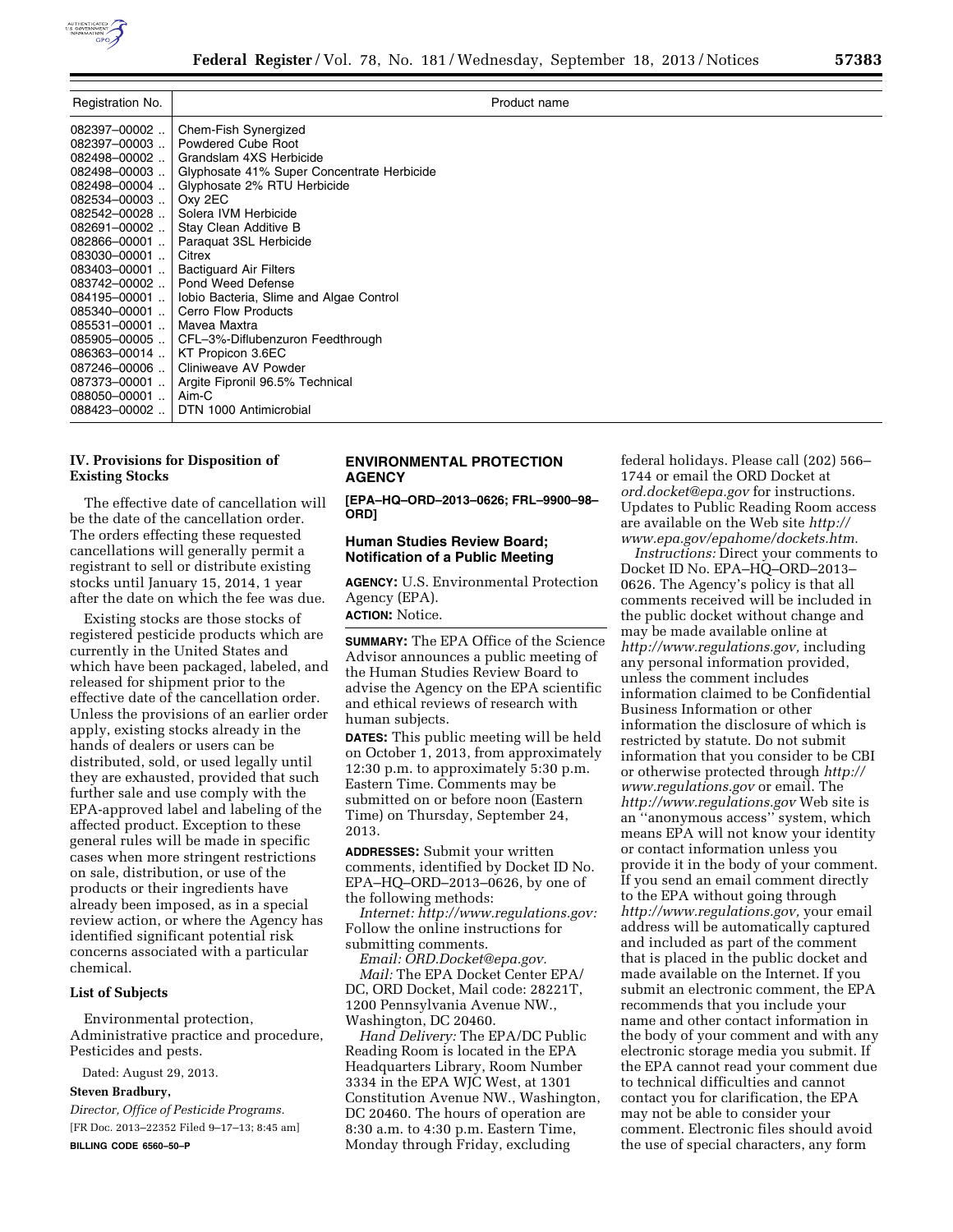| Registration No. | Product name |
| --- | --- |
| 082397–00002 .. | Chem-Fish Synergized |
| 082397–00003 .. | Powdered Cube Root |
| 082498–00002 .. | Grandslam 4XS Herbicide |
| 082498–00003 .. | Glyphosate 41% Super Concentrate Herbicide |
| 082498–00004 .. | Glyphosate 2% RTU Herbicide |
| 082534–00003 .. | Oxy 2EC |
| 082542–00028 .. | Solera IVM Herbicide |
| 082691–00002 .. | Stay Clean Additive B |
| 082866–00001 .. | Paraquat 3SL Herbicide |
| 083030–00001 .. | Citrex |
| 083403–00001 .. | Bactiguard Air Filters |
| 083742–00002 .. | Pond Weed Defense |
| 084195–00001 .. | Iobio Bacteria, Slime and Algae Control |
| 085340–00001 .. | Cerro Flow Products |
| 085531–00001 .. | Mavea Maxtra |
| 085905–00005 .. | CFL–3%-Diflubenzuron Feedthrough |
| 086363–00014 .. | KT Propicon 3.6EC |
| 087246–00006 .. | Cliniweave AV Powder |
| 087373–00001 .. | Argite Fipronil 96.5% Technical |
| 088050–00001 .. | Aim-C |
| 088423–00002 .. | DTN 1000 Antimicrobial |

## IV. Provisions for Disposition of Existing Stocks

The effective date of cancellation will be the date of the cancellation order. The orders effecting these requested cancellations will generally permit a registrant to sell or distribute existing stocks until January 15, 2014, 1 year after the date on which the fee was due.

Existing stocks are those stocks of registered pesticide products which are currently in the United States and which have been packaged, labeled, and released for shipment prior to the effective date of the cancellation order. Unless the provisions of an earlier order apply, existing stocks already in the hands of dealers or users can be distributed, sold, or used legally until they are exhausted, provided that such further sale and use comply with the EPA-approved label and labeling of the affected product. Exception to these general rules will be made in specific cases when more stringent restrictions on sale, distribution, or use of the products or their ingredients have already been imposed, as in a special review action, or where the Agency has identified significant potential risk concerns associated with a particular chemical.

### List of Subjects

Environmental protection, Administrative practice and procedure, Pesticides and pests.

Dated: August 29, 2013.

**Steven Bradbury,**

*Director, Office of Pesticide Programs.*

[FR Doc. 2013–22352 Filed 9–17–13; 8:45 am]

**BILLING CODE 6560–50–P**

## ENVIRONMENTAL PROTECTION AGENCY

**[EPA–HQ–ORD–2013–0626; FRL–9900–98–ORD]**

## Human Studies Review Board; Notification of a Public Meeting

**AGENCY:** U.S. Environmental Protection Agency (EPA).

**ACTION:** Notice.

**SUMMARY:** The EPA Office of the Science Advisor announces a public meeting of the Human Studies Review Board to advise the Agency on the EPA scientific and ethical reviews of research with human subjects.

**DATES:** This public meeting will be held on October 1, 2013, from approximately 12:30 p.m. to approximately 5:30 p.m. Eastern Time. Comments may be submitted on or before noon (Eastern Time) on Thursday, September 24, 2013.

**ADDRESSES:** Submit your written comments, identified by Docket ID No. EPA–HQ–ORD–2013–0626, by one of the following methods:

*Internet: http://www.regulations.gov:* Follow the online instructions for submitting comments.

*Email: ORD.Docket@epa.gov.*

*Mail:* The EPA Docket Center EPA/DC, ORD Docket, Mail code: 28221T, 1200 Pennsylvania Avenue NW., Washington, DC 20460.

*Hand Delivery:* The EPA/DC Public Reading Room is located in the EPA Headquarters Library, Room Number 3334 in the EPA WJC West, at 1301 Constitution Avenue NW., Washington, DC 20460. The hours of operation are 8:30 a.m. to 4:30 p.m. Eastern Time, Monday through Friday, excluding federal holidays. Please call (202) 566–1744 or email the ORD Docket at *ord.docket@epa.gov* for instructions. Updates to Public Reading Room access are available on the Web site *http://www.epa.gov/epahome/dockets.htm.*

*Instructions:* Direct your comments to Docket ID No. EPA–HQ–ORD–2013–0626. The Agency's policy is that all comments received will be included in the public docket without change and may be made available online at *http://www.regulations.gov,* including any personal information provided, unless the comment includes information claimed to be Confidential Business Information or other information the disclosure of which is restricted by statute. Do not submit information that you consider to be CBI or otherwise protected through *http://www.regulations.gov* or email. The *http://www.regulations.gov* Web site is an ''anonymous access'' system, which means EPA will not know your identity or contact information unless you provide it in the body of your comment. If you send an email comment directly to the EPA without going through *http://www.regulations.gov,* your email address will be automatically captured and included as part of the comment that is placed in the public docket and made available on the Internet. If you submit an electronic comment, the EPA recommends that you include your name and other contact information in the body of your comment and with any electronic storage media you submit. If the EPA cannot read your comment due to technical difficulties and cannot contact you for clarification, the EPA may not be able to consider your comment. Electronic files should avoid the use of special characters, any form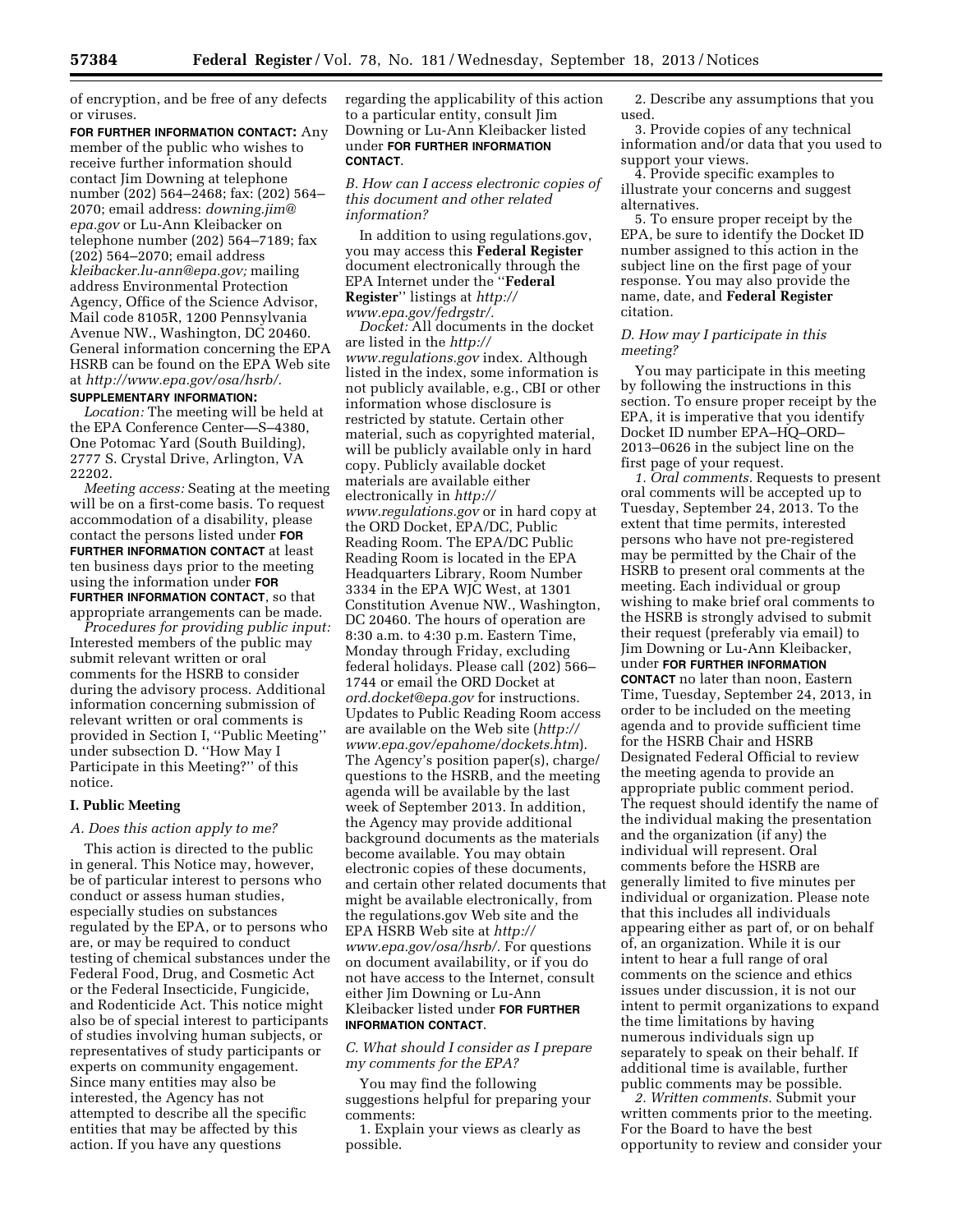of encryption, and be free of any defects or viruses.

**FOR FURTHER INFORMATION CONTACT:** Any member of the public who wishes to receive further information should contact Jim Downing at telephone number (202) 564–2468; fax: (202) 564–2070; email address: *downing.jim@epa.gov* or Lu-Ann Kleibacker on telephone number (202) 564–7189; fax (202) 564–2070; email address *kleibacker.lu-ann@epa.gov;* mailing address Environmental Protection Agency, Office of the Science Advisor, Mail code 8105R, 1200 Pennsylvania Avenue NW., Washington, DC 20460. General information concerning the EPA HSRB can be found on the EPA Web site at *http://www.epa.gov/osa/hsrb/.*

**SUPPLEMENTARY INFORMATION:**

*Location:* The meeting will be held at the EPA Conference Center—S–4380, One Potomac Yard (South Building), 2777 S. Crystal Drive, Arlington, VA 22202.

*Meeting access:* Seating at the meeting will be on a first-come basis. To request accommodation of a disability, please contact the persons listed under **FOR FURTHER INFORMATION CONTACT** at least ten business days prior to the meeting using the information under **FOR FURTHER INFORMATION CONTACT**, so that appropriate arrangements can be made.

*Procedures for providing public input:* Interested members of the public may submit relevant written or oral comments for the HSRB to consider during the advisory process. Additional information concerning submission of relevant written or oral comments is provided in Section I, ''Public Meeting'' under subsection D. ''How May I Participate in this Meeting?'' of this notice.

## I. Public Meeting

### *A. Does this action apply to me?*

This action is directed to the public in general. This Notice may, however, be of particular interest to persons who conduct or assess human studies, especially studies on substances regulated by the EPA, or to persons who are, or may be required to conduct testing of chemical substances under the Federal Food, Drug, and Cosmetic Act or the Federal Insecticide, Fungicide, and Rodenticide Act. This notice might also be of special interest to participants of studies involving human subjects, or representatives of study participants or experts on community engagement. Since many entities may also be interested, the Agency has not attempted to describe all the specific entities that may be affected by this action. If you have any questions regarding the applicability of this action to a particular entity, consult Jim Downing or Lu-Ann Kleibacker listed under **FOR FURTHER INFORMATION CONTACT**.

### *B. How can I access electronic copies of this document and other related information?*

In addition to using regulations.gov, you may access this **Federal Register** document electronically through the EPA Internet under the ''**Federal Register**'' listings at *http://www.epa.gov/fedrgstr/.*

*Docket:* All documents in the docket are listed in the *http://www.regulations.gov* index. Although listed in the index, some information is not publicly available, e.g., CBI or other information whose disclosure is restricted by statute. Certain other material, such as copyrighted material, will be publicly available only in hard copy. Publicly available docket materials are available either electronically in *http://www.regulations.gov* or in hard copy at the ORD Docket, EPA/DC, Public Reading Room. The EPA/DC Public Reading Room is located in the EPA Headquarters Library, Room Number 3334 in the EPA WJC West, at 1301 Constitution Avenue NW., Washington, DC 20460. The hours of operation are 8:30 a.m. to 4:30 p.m. Eastern Time, Monday through Friday, excluding federal holidays. Please call (202) 566–1744 or email the ORD Docket at *ord.docket@epa.gov* for instructions. Updates to Public Reading Room access are available on the Web site (*http://www.epa.gov/epahome/dockets.htm*). The Agency's position paper(s), charge/questions to the HSRB, and the meeting agenda will be available by the last week of September 2013. In addition, the Agency may provide additional background documents as the materials become available. You may obtain electronic copies of these documents, and certain other related documents that might be available electronically, from the regulations.gov Web site and the EPA HSRB Web site at *http://www.epa.gov/osa/hsrb/.* For questions on document availability, or if you do not have access to the Internet, consult either Jim Downing or Lu-Ann Kleibacker listed under **FOR FURTHER INFORMATION CONTACT**.

### *C. What should I consider as I prepare my comments for the EPA?*

You may find the following suggestions helpful for preparing your comments:

1. Explain your views as clearly as possible.
2. Describe any assumptions that you used.
3. Provide copies of any technical information and/or data that you used to support your views.
4. Provide specific examples to illustrate your concerns and suggest alternatives.
5. To ensure proper receipt by the EPA, be sure to identify the Docket ID number assigned to this action in the subject line on the first page of your response. You may also provide the name, date, and **Federal Register** citation.

### *D. How may I participate in this meeting?*

You may participate in this meeting by following the instructions in this section. To ensure proper receipt by the EPA, it is imperative that you identify Docket ID number EPA–HQ–ORD–2013–0626 in the subject line on the first page of your request.

*1. Oral comments.* Requests to present oral comments will be accepted up to Tuesday, September 24, 2013. To the extent that time permits, interested persons who have not pre-registered may be permitted by the Chair of the HSRB to present oral comments at the meeting. Each individual or group wishing to make brief oral comments to the HSRB is strongly advised to submit their request (preferably via email) to Jim Downing or Lu-Ann Kleibacker, under **FOR FURTHER INFORMATION CONTACT** no later than noon, Eastern Time, Tuesday, September 24, 2013, in order to be included on the meeting agenda and to provide sufficient time for the HSRB Chair and HSRB Designated Federal Official to review the meeting agenda to provide an appropriate public comment period. The request should identify the name of the individual making the presentation and the organization (if any) the individual will represent. Oral comments before the HSRB are generally limited to five minutes per individual or organization. Please note that this includes all individuals appearing either as part of, or on behalf of, an organization. While it is our intent to hear a full range of oral comments on the science and ethics issues under discussion, it is not our intent to permit organizations to expand the time limitations by having numerous individuals sign up separately to speak on their behalf. If additional time is available, further public comments may be possible.

*2. Written comments.* Submit your written comments prior to the meeting. For the Board to have the best opportunity to review and consider your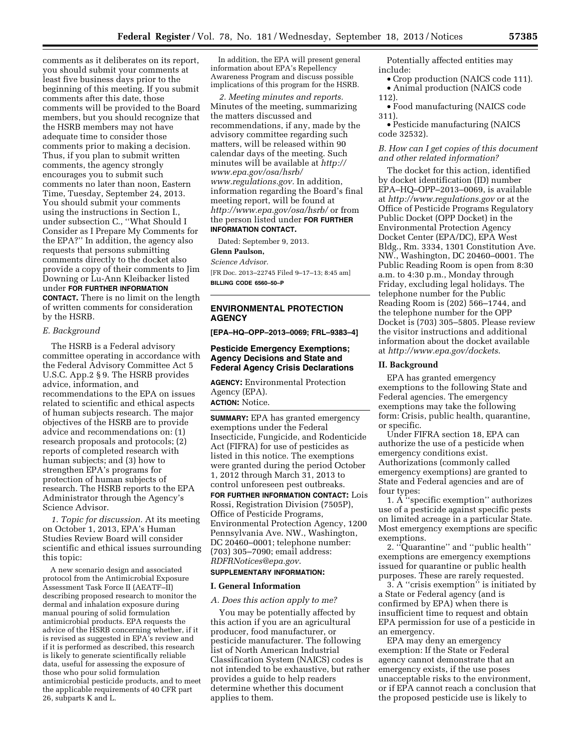comments as it deliberates on its report, you should submit your comments at least five business days prior to the beginning of this meeting. If you submit comments after this date, those comments will be provided to the Board members, but you should recognize that the HSRB members may not have adequate time to consider those comments prior to making a decision. Thus, if you plan to submit written comments, the agency strongly encourages you to submit such comments no later than noon, Eastern Time, Tuesday, September 24, 2013. You should submit your comments using the instructions in Section I., under subsection C., ''What Should I Consider as I Prepare My Comments for the EPA?'' In addition, the agency also requests that persons submitting comments directly to the docket also provide a copy of their comments to Jim Downing or Lu-Ann Kleibacker listed under **FOR FURTHER INFORMATION CONTACT.** There is no limit on the length of written comments for consideration by the HSRB.

*E. Background*

The HSRB is a Federal advisory committee operating in accordance with the Federal Advisory Committee Act 5 U.S.C. App.2 § 9. The HSRB provides advice, information, and recommendations to the EPA on issues related to scientific and ethical aspects of human subjects research. The major objectives of the HSRB are to provide advice and recommendations on: (1) research proposals and protocols; (2) reports of completed research with human subjects; and (3) how to strengthen EPA's programs for protection of human subjects of research. The HSRB reports to the EPA Administrator through the Agency's Science Advisor.

*1. Topic for discussion.* At its meeting on October 1, 2013, EPA's Human Studies Review Board will consider scientific and ethical issues surrounding this topic:

A new scenario design and associated protocol from the Antimicrobial Exposure Assessment Task Force II (AEATF–II) describing proposed research to monitor the dermal and inhalation exposure during manual pouring of solid formulation antimicrobial products. EPA requests the advice of the HSRB concerning whether, if it is revised as suggested in EPA's review and if it is performed as described, this research is likely to generate scientifically reliable data, useful for assessing the exposure of those who pour solid formulation antimicrobial pesticide products, and to meet the applicable requirements of 40 CFR part 26, subparts K and L.

In addition, the EPA will present general information about EPA's Repellency Awareness Program and discuss possible implications of this program for the HSRB.

*2. Meeting minutes and reports.* Minutes of the meeting, summarizing the matters discussed and recommendations, if any, made by the advisory committee regarding such matters, will be released within 90 calendar days of the meeting. Such minutes will be available at *http://www.epa.gov/osa/hsrb/ www.regulations.gov.* In addition, information regarding the Board's final meeting report, will be found at *http://www.epa.gov/osa/hsrb/* or from the person listed under **FOR FURTHER INFORMATION CONTACT.**

Dated: September 9, 2013.

**Glenn Paulson,**

*Science Advisor.*

[FR Doc. 2013–22745 Filed 9–17–13; 8:45 am]

**BILLING CODE 6560–50–P**

## ENVIRONMENTAL PROTECTION AGENCY

**[EPA–HQ–OPP–2013–0069; FRL–9383–4]**

## Pesticide Emergency Exemptions; Agency Decisions and State and Federal Agency Crisis Declarations

**AGENCY:** Environmental Protection Agency (EPA).

**ACTION:** Notice.

**SUMMARY:** EPA has granted emergency exemptions under the Federal Insecticide, Fungicide, and Rodenticide Act (FIFRA) for use of pesticides as listed in this notice. The exemptions were granted during the period October 1, 2012 through March 31, 2013 to control unforeseen pest outbreaks.

**FOR FURTHER INFORMATION CONTACT:** Lois Rossi, Registration Division (7505P), Office of Pesticide Programs, Environmental Protection Agency, 1200 Pennsylvania Ave. NW., Washington, DC 20460–0001; telephone number: (703) 305–7090; email address: *RDFRNotices@epa.gov*.

**SUPPLEMENTARY INFORMATION:**

### I. General Information

*A. Does this action apply to me?*

You may be potentially affected by this action if you are an agricultural producer, food manufacturer, or pesticide manufacturer. The following list of North American Industrial Classification System (NAICS) codes is not intended to be exhaustive, but rather provides a guide to help readers determine whether this document applies to them. Potentially affected entities may include:

- Crop production (NAICS code 111).
- Animal production (NAICS code 112).
- Food manufacturing (NAICS code 311).
- Pesticide manufacturing (NAICS code 32532).

*B. How can I get copies of this document and other related information?*

The docket for this action, identified by docket identification (ID) number EPA–HQ–OPP–2013–0069, is available at *http://www.regulations.gov* or at the Office of Pesticide Programs Regulatory Public Docket (OPP Docket) in the Environmental Protection Agency Docket Center (EPA/DC), EPA West Bldg., Rm. 3334, 1301 Constitution Ave. NW., Washington, DC 20460–0001. The Public Reading Room is open from 8:30 a.m. to 4:30 p.m., Monday through Friday, excluding legal holidays. The telephone number for the Public Reading Room is (202) 566–1744, and the telephone number for the OPP Docket is (703) 305–5805. Please review the visitor instructions and additional information about the docket available at *http://www.epa.gov/dockets*.

### II. Background

EPA has granted emergency exemptions to the following State and Federal agencies. The emergency exemptions may take the following form: Crisis, public health, quarantine, or specific.

Under FIFRA section 18, EPA can authorize the use of a pesticide when emergency conditions exist. Authorizations (commonly called emergency exemptions) are granted to State and Federal agencies and are of four types:

1. A ''specific exemption'' authorizes use of a pesticide against specific pests on limited acreage in a particular State. Most emergency exemptions are specific exemptions.

2. ''Quarantine'' and ''public health'' exemptions are emergency exemptions issued for quarantine or public health purposes. These are rarely requested.

3. A ''crisis exemption'' is initiated by a State or Federal agency (and is confirmed by EPA) when there is insufficient time to request and obtain EPA permission for use of a pesticide in an emergency.

EPA may deny an emergency exemption: If the State or Federal agency cannot demonstrate that an emergency exists, if the use poses unacceptable risks to the environment, or if EPA cannot reach a conclusion that the proposed pesticide use is likely to